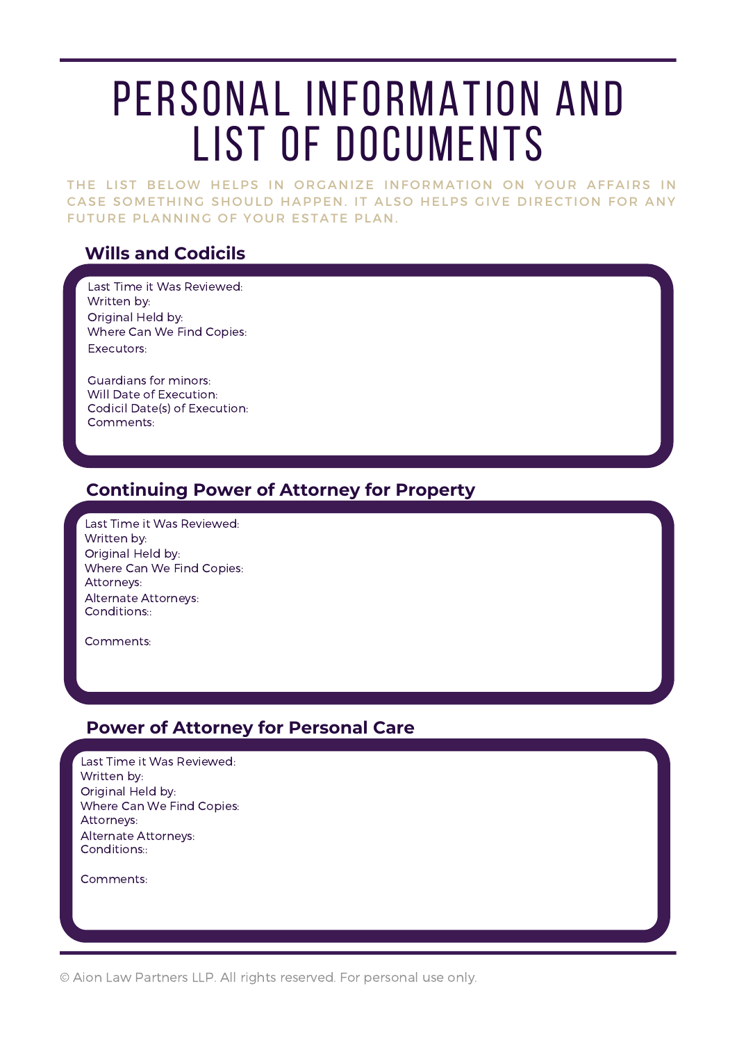# PERSONAL INFORMATION AND LIST OF DOCUMENTS

THE LIST BELOW HELPS IN ORGANIZE INFORMATION ON YOUR AFFAIRS IN CASE SOMETHING SHOULD HAPPEN. IT ALSO HELPS GIVE DIRECTION FOR ANY FUTURE PLANNING OF YOUR ESTATE PLAN.

## Wills and Codicils

Last Time it Was Reviewed:
Written by:
Original Held by:
Where Can We Find Copies:
Executors:

Guardians for minors:
Will Date of Execution:
Codicil Date(s) of Execution:
Comments:

## Continuing Power of Attorney for Property

Last Time it Was Reviewed:
Written by:
Original Held by:
Where Can We Find Copies:
Attorneys:
Alternate Attorneys:
Conditions::

Comments:

## Power of Attorney for Personal Care

Last Time it Was Reviewed:
Written by:
Original Held by:
Where Can We Find Copies:
Attorneys:
Alternate Attorneys:
Conditions::

Comments:

© Aion Law Partners LLP. All rights reserved. For personal use only.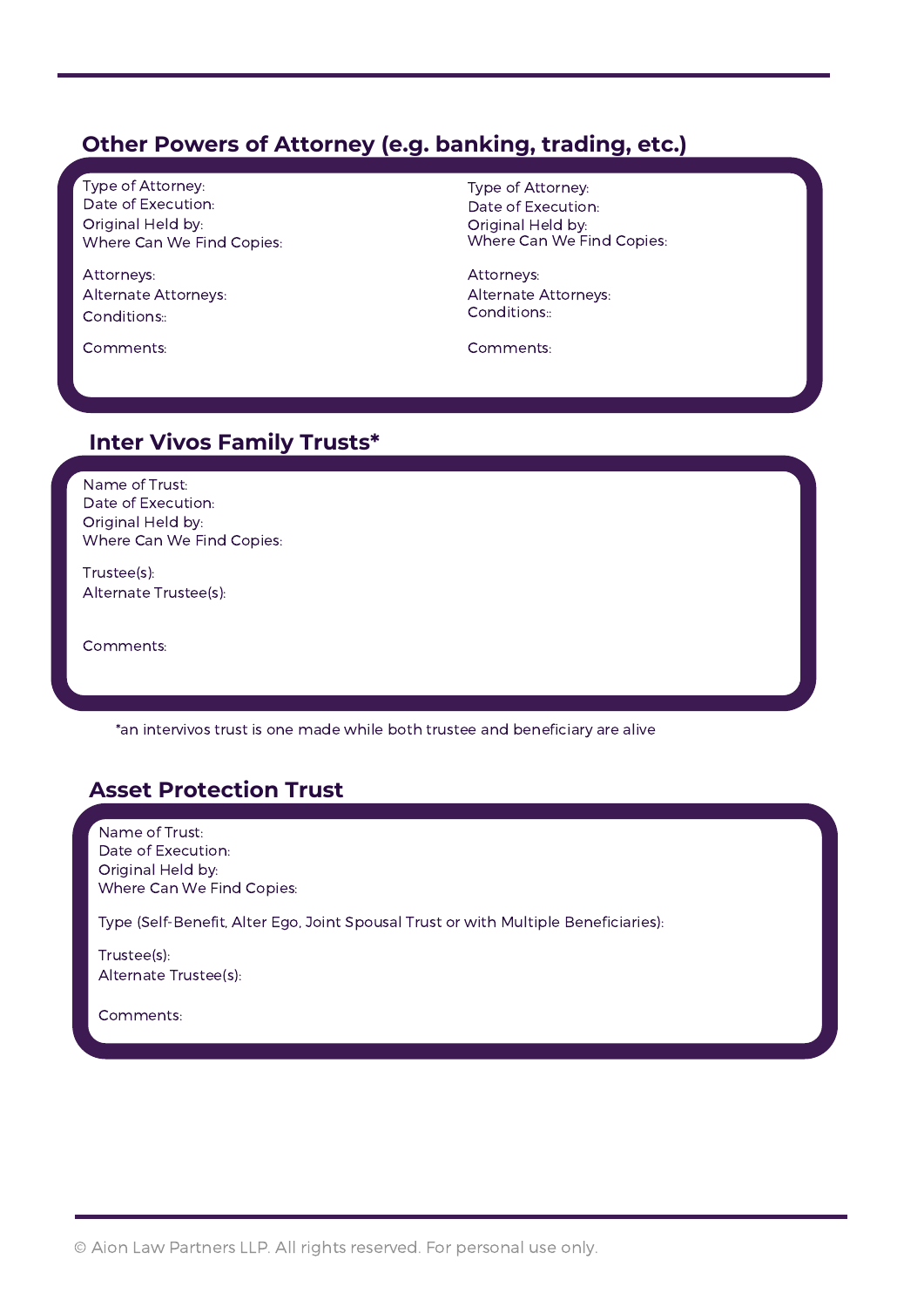## Other Powers of Attorney (e.g. banking, trading, etc.)

Type of Attorney:
Date of Execution:
Original Held by:
Where Can We Find Copies:

Attorneys:
Alternate Attorneys:
Conditions::

Comments:

Type of Attorney:
Date of Execution:
Original Held by:
Where Can We Find Copies:

Attorneys:
Alternate Attorneys:
Conditions::

Comments:

## Inter Vivos Family Trusts*

Name of Trust:
Date of Execution:
Original Held by:
Where Can We Find Copies:

Trustee(s):
Alternate Trustee(s):

Comments:

*an intervivos trust is one made while both trustee and beneficiary are alive

## Asset Protection Trust

Name of Trust:
Date of Execution:
Original Held by:
Where Can We Find Copies:

Type (Self-Benefit, Alter Ego, Joint Spousal Trust or with Multiple Beneficiaries):

Trustee(s):
Alternate Trustee(s):

Comments:

© Aion Law Partners LLP. All rights reserved. For personal use only.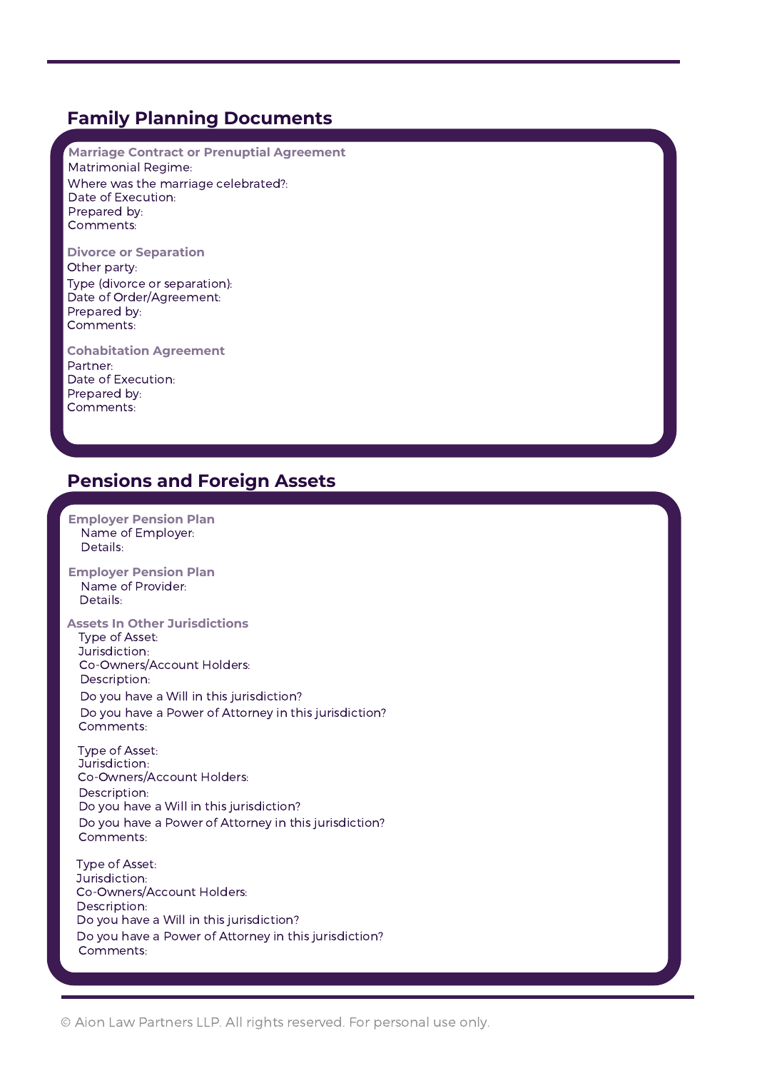## Family Planning Documents

### Marriage Contract or Prenuptial Agreement

Matrimonial Regime:
Where was the marriage celebrated?:
Date of Execution:
Prepared by:
Comments:

### Divorce or Separation

Other party:
Type (divorce or separation):
Date of Order/Agreement:
Prepared by:
Comments:

### Cohabitation Agreement

Partner:
Date of Execution:
Prepared by:
Comments:

## Pensions and Foreign Assets

### Employer Pension Plan

Name of Employer:
Details:

### Employer Pension Plan

Name of Provider:
Details:

### Assets In Other Jurisdictions

Type of Asset:
Jurisdiction:
Co-Owners/Account Holders:
Description:
Do you have a Will in this jurisdiction?
Do you have a Power of Attorney in this jurisdiction?
Comments:

Type of Asset:
Jurisdiction:
Co-Owners/Account Holders:
Description:
Do you have a Will in this jurisdiction?
Do you have a Power of Attorney in this jurisdiction?
Comments:

Type of Asset:
Jurisdiction:
Co-Owners/Account Holders:
Description:
Do you have a Will in this jurisdiction?
Do you have a Power of Attorney in this jurisdiction?
Comments: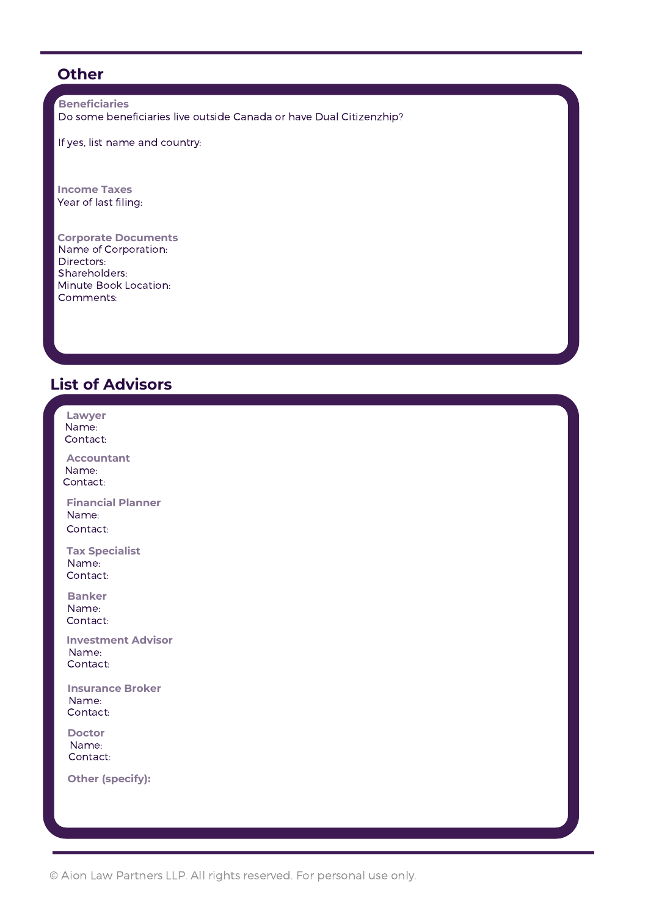## Other

**Beneficiaries**

Do some beneficiaries live outside Canada or have Dual Citizenzhip?

If yes, list name and country:

**Income Taxes**

Year of last filing:

**Corporate Documents**

Name of Corporation:
Directors:
Shareholders:
Minute Book Location:
Comments:

## List of Advisors

**Lawyer**
Name:
Contact:

**Accountant**
Name:
Contact:

**Financial Planner**
Name:
Contact:

**Tax Specialist**
Name:
Contact:

**Banker**
Name:
Contact:

**Investment Advisor**
Name:
Contact:

**Insurance Broker**
Name:
Contact:

**Doctor**
Name:
Contact:

**Other (specify):**

© Aion Law Partners LLP. All rights reserved. For personal use only.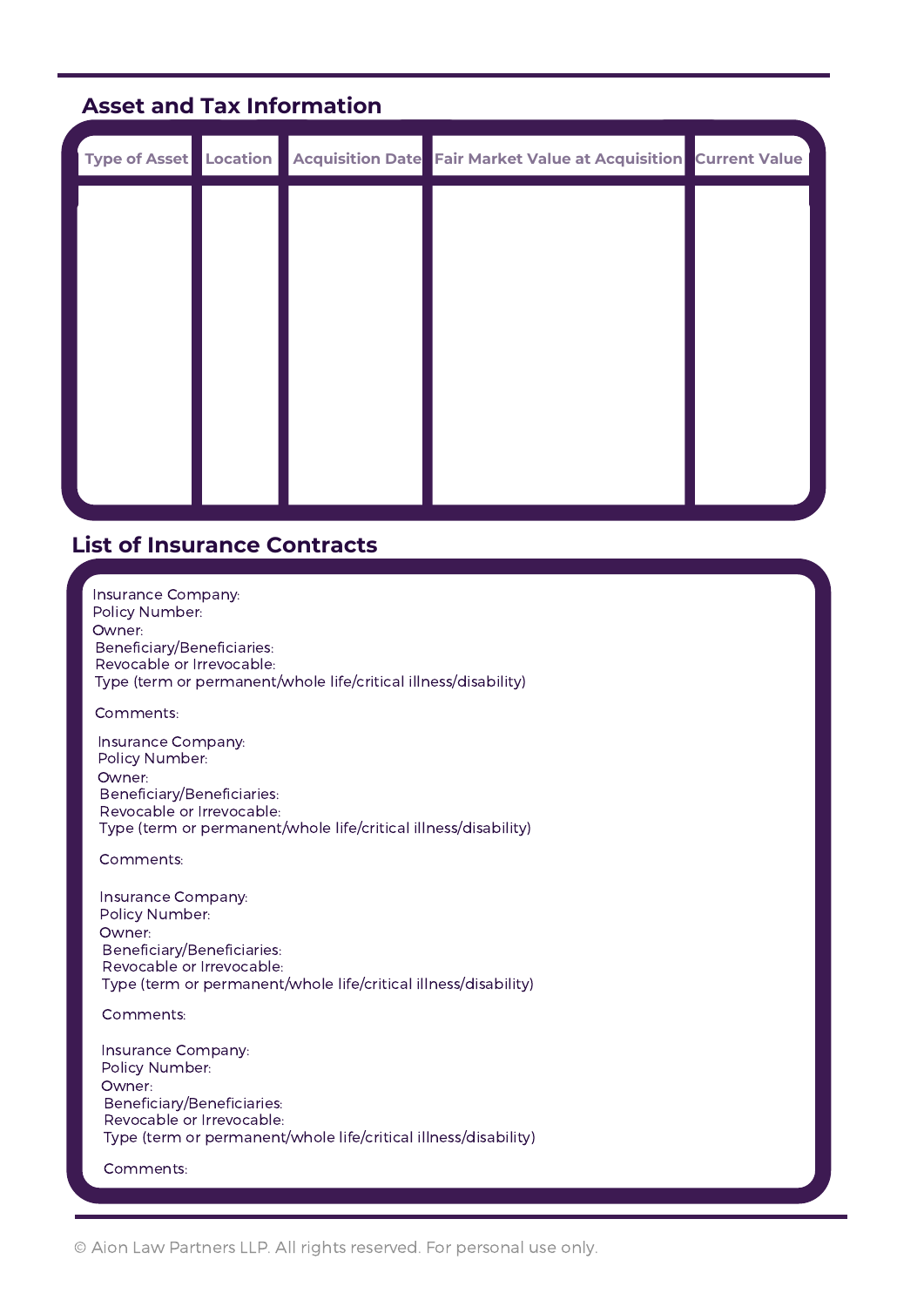## Asset and Tax Information

| Type of Asset | Location | Acquisition Date | Fair Market Value at Acquisition | Current Value |
|---|---|---|---|---|
| | | | | |

## List of Insurance Contracts

Insurance Company:
Policy Number:
Owner:
Beneficiary/Beneficiaries:
Revocable or Irrevocable:
Type (term or permanent/whole life/critical illness/disability)

Comments:

Insurance Company:
Policy Number:
Owner:
Beneficiary/Beneficiaries:
Revocable or Irrevocable:
Type (term or permanent/whole life/critical illness/disability)

Comments:

Insurance Company:
Policy Number:
Owner:
Beneficiary/Beneficiaries:
Revocable or Irrevocable:
Type (term or permanent/whole life/critical illness/disability)

Comments:

Insurance Company:
Policy Number:
Owner:
Beneficiary/Beneficiaries:
Revocable or Irrevocable:
Type (term or permanent/whole life/critical illness/disability)

Comments:

© Aion Law Partners LLP. All rights reserved. For personal use only.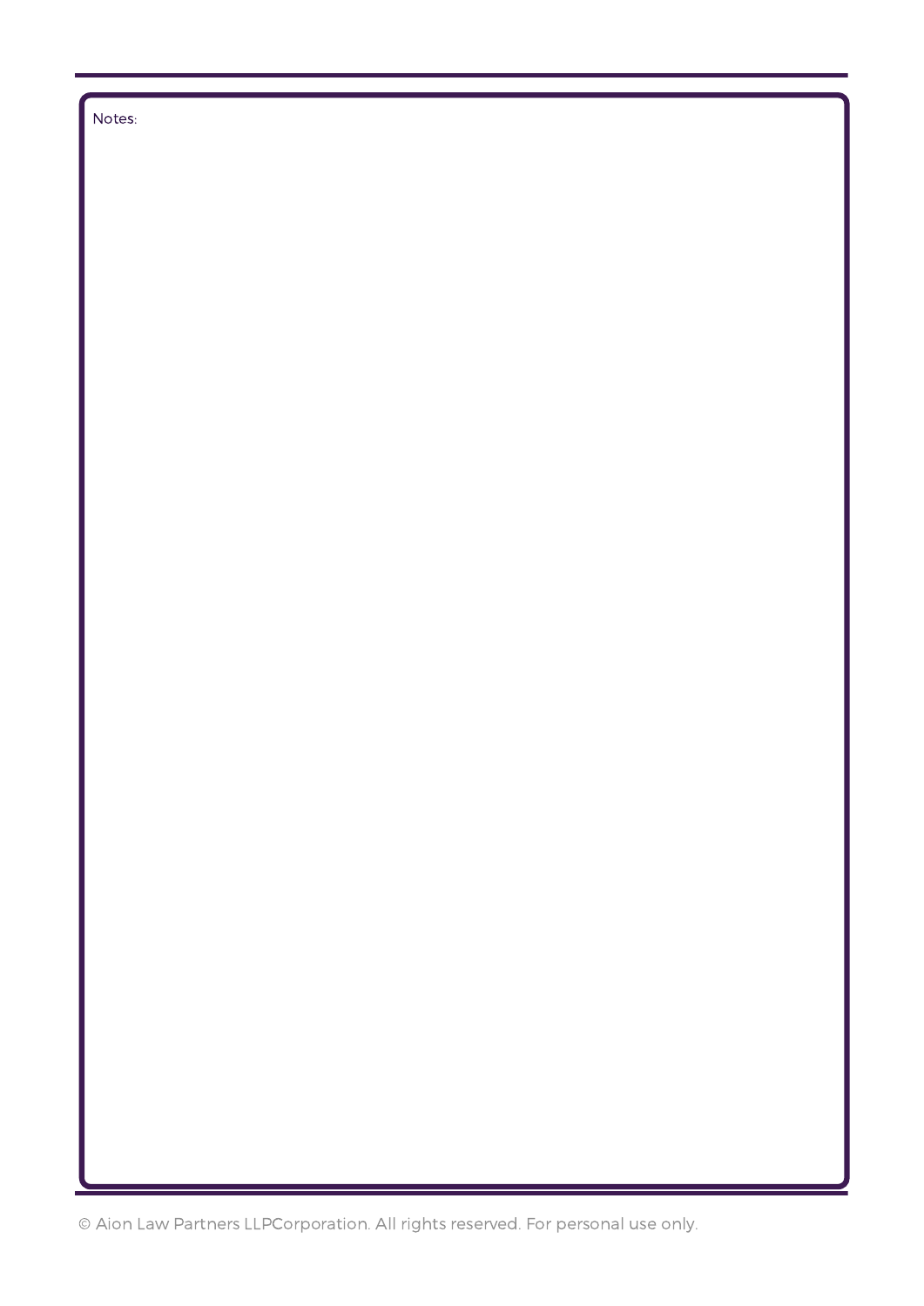Notes: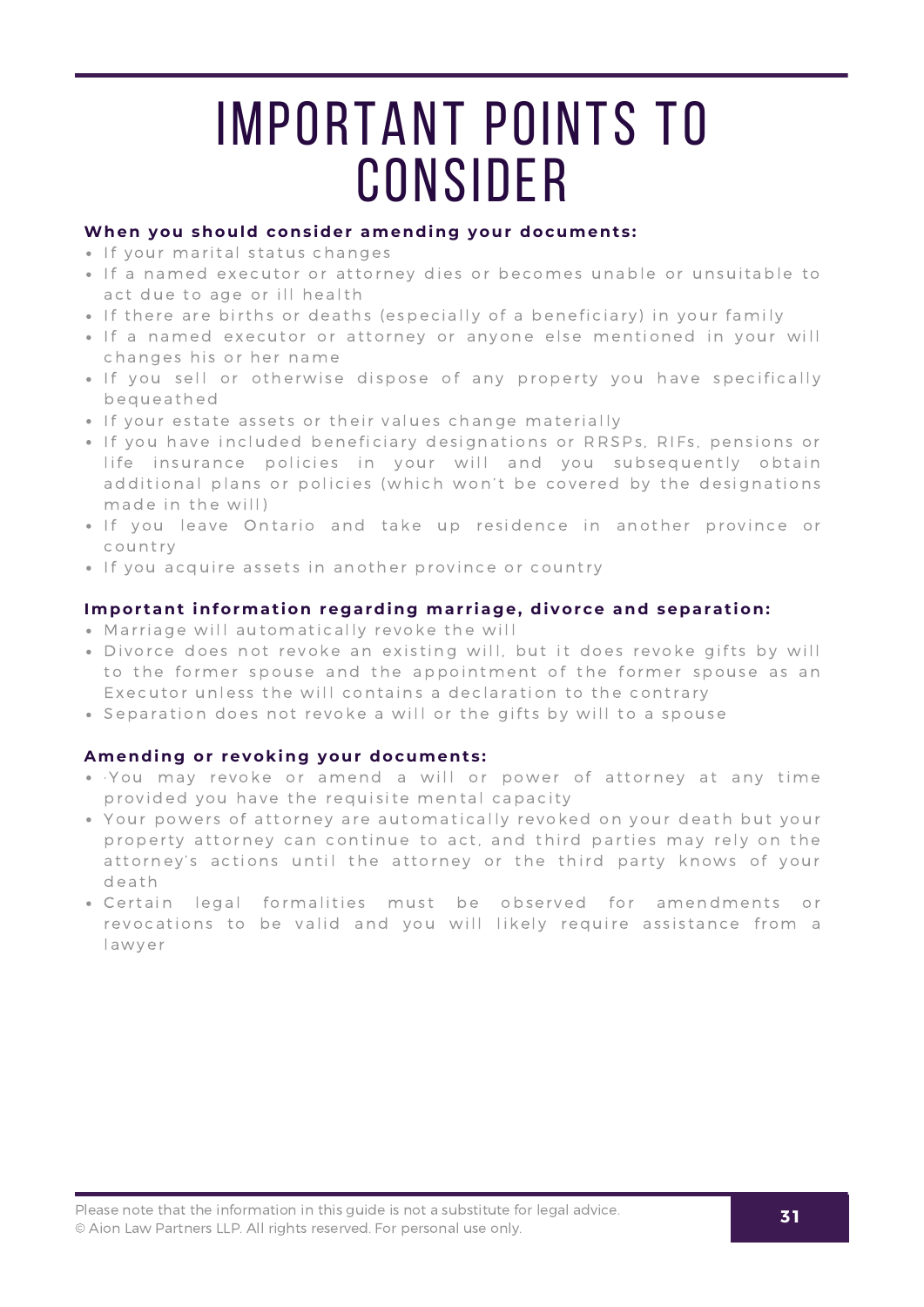# IMPORTANT POINTS TO CONSIDER

**When you should consider amending your documents:**

- If your marital status changes
- If a named executor or attorney dies or becomes unable or unsuitable to act due to age or ill health
- If there are births or deaths (especially of a beneficiary) in your family
- If a named executor or attorney or anyone else mentioned in your will changes his or her name
- If you sell or otherwise dispose of any property you have specifically bequeathed
- If your estate assets or their values change materially
- If you have included beneficiary designations or RRSPs, RIFs, pensions or life insurance policies in your will and you subsequently obtain additional plans or policies (which won't be covered by the designations made in the will)
- If you leave Ontario and take up residence in another province or country
- If you acquire assets in another province or country

**Important information regarding marriage, divorce and separation:**

- Marriage will automatically revoke the will
- Divorce does not revoke an existing will, but it does revoke gifts by will to the former spouse and the appointment of the former spouse as an Executor unless the will contains a declaration to the contrary
- Separation does not revoke a will or the gifts by will to a spouse

**Amending or revoking your documents:**

- ·You may revoke or amend a will or power of attorney at any time provided you have the requisite mental capacity
- Your powers of attorney are automatically revoked on your death but your property attorney can continue to act, and third parties may rely on the attorney's actions until the attorney or the third party knows of your death
- Certain legal formalities must be observed for amendments or revocations to be valid and you will likely require assistance from a lawyer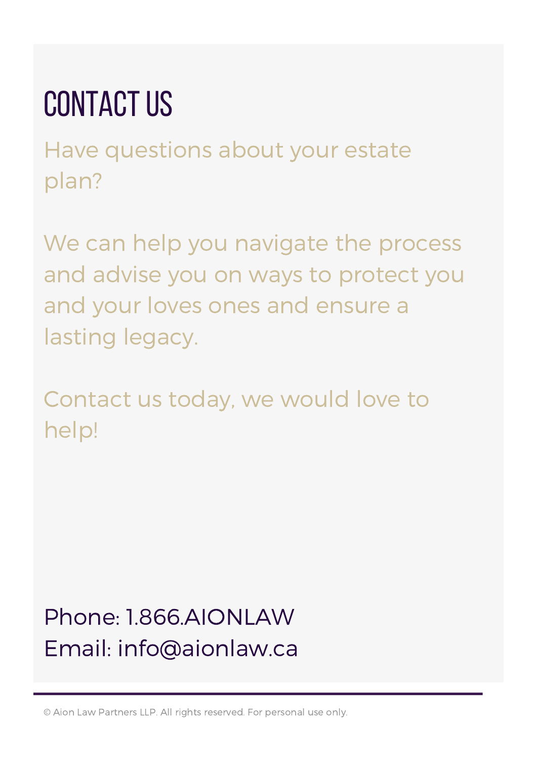# CONTACT US

Have questions about your estate plan?

We can help you navigate the process and advise you on ways to protect you and your loves ones and ensure a lasting legacy.

Contact us today, we would love to help!

Phone: 1.866.AIONLAW
Email: info@aionlaw.ca

© Aion Law Partners LLP. All rights reserved. For personal use only.